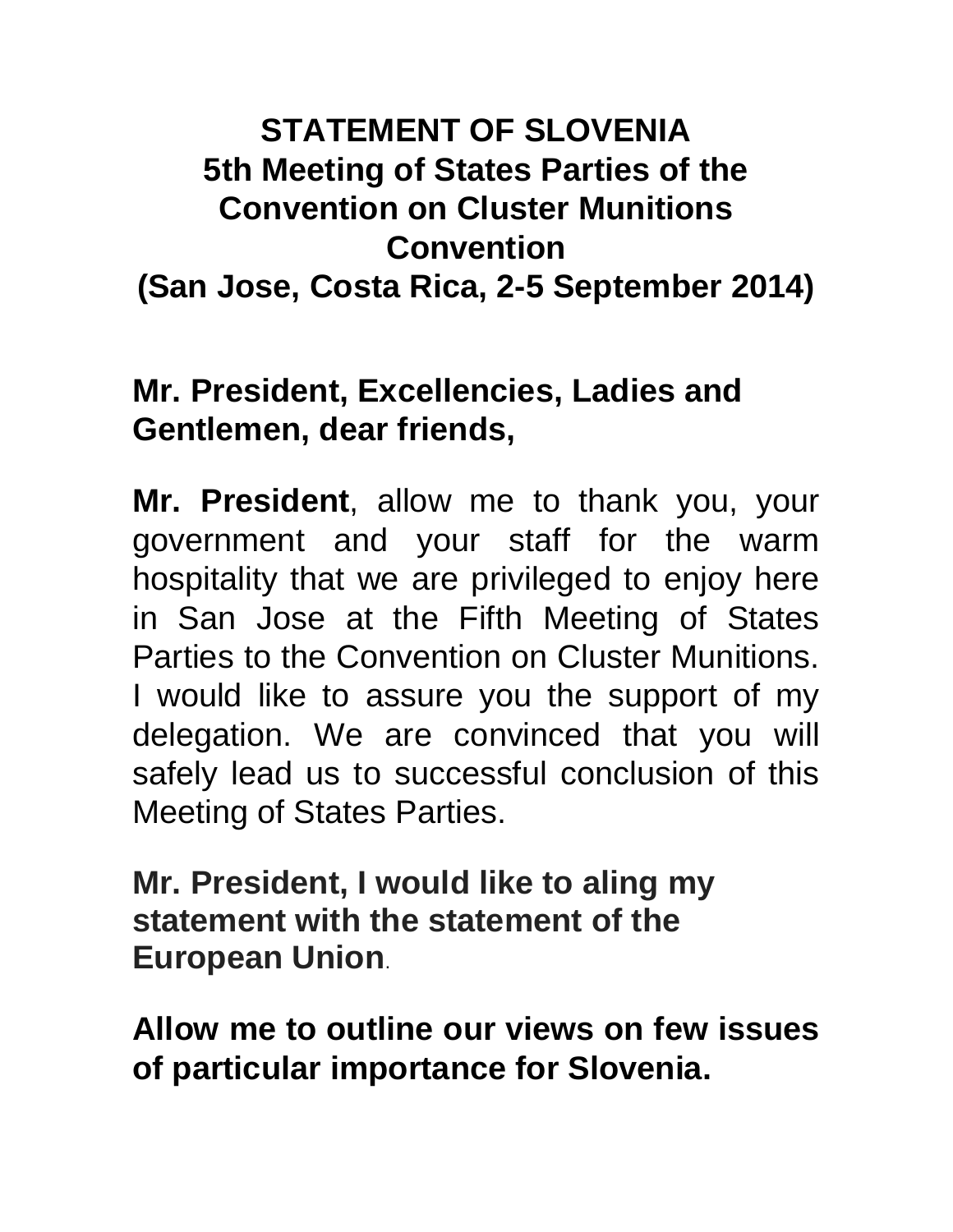# STATEMENT OF SLOVENIA
## 5th Meeting of States Parties of the Convention on Cluster Munitions Convention
## (San Jose, Costa Rica, 2-5 September 2014)

**Mr. President, Excellencies, Ladies and Gentlemen, dear friends,**

**Mr. President**, allow me to thank you, your government and your staff for the warm hospitality that we are privileged to enjoy here in San Jose at the Fifth Meeting of States Parties to the Convention on Cluster Munitions. I would like to assure you the support of my delegation. We are convinced that you will safely lead us to successful conclusion of this Meeting of States Parties.

**Mr. President, I would like to aling my statement with the statement of the European Union**.

**Allow me to outline our views on few issues of particular importance for Slovenia.**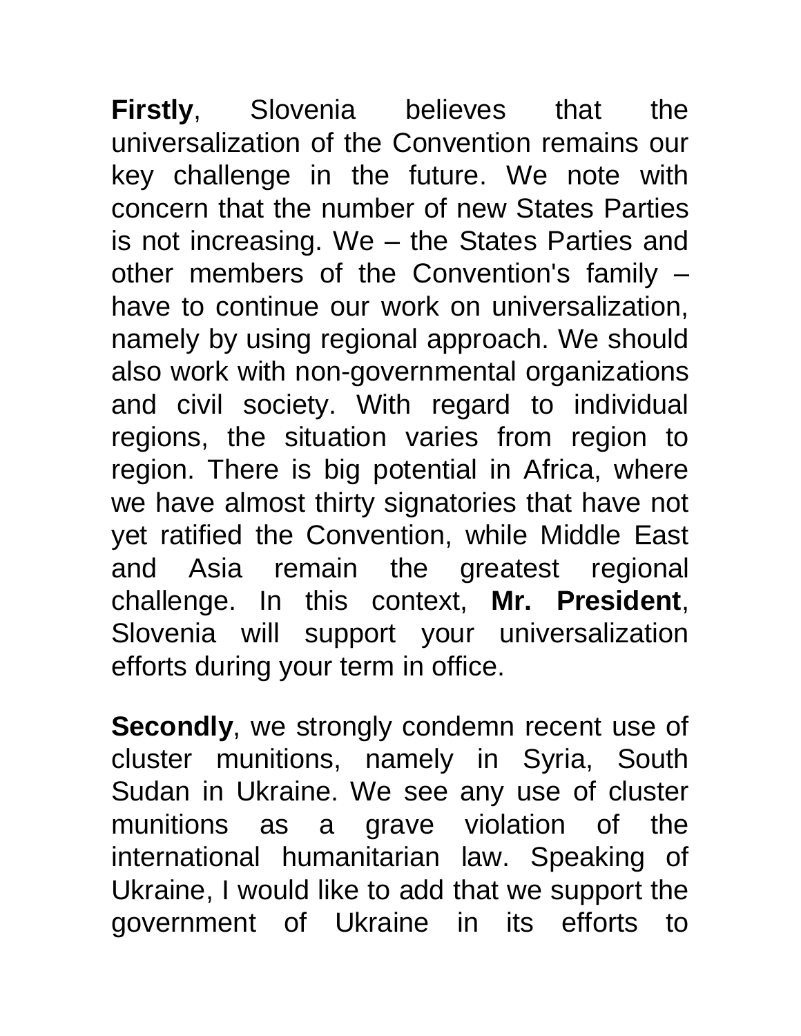**Firstly**, Slovenia believes that the universalization of the Convention remains our key challenge in the future. We note with concern that the number of new States Parties is not increasing. We – the States Parties and other members of the Convention's family – have to continue our work on universalization, namely by using regional approach. We should also work with non-governmental organizations and civil society. With regard to individual regions, the situation varies from region to region. There is big potential in Africa, where we have almost thirty signatories that have not yet ratified the Convention, while Middle East and Asia remain the greatest regional challenge. In this context, **Mr. President**, Slovenia will support your universalization efforts during your term in office.

**Secondly**, we strongly condemn recent use of cluster munitions, namely in Syria, South Sudan in Ukraine. We see any use of cluster munitions as a grave violation of the international humanitarian law. Speaking of Ukraine, I would like to add that we support the government of Ukraine in its efforts to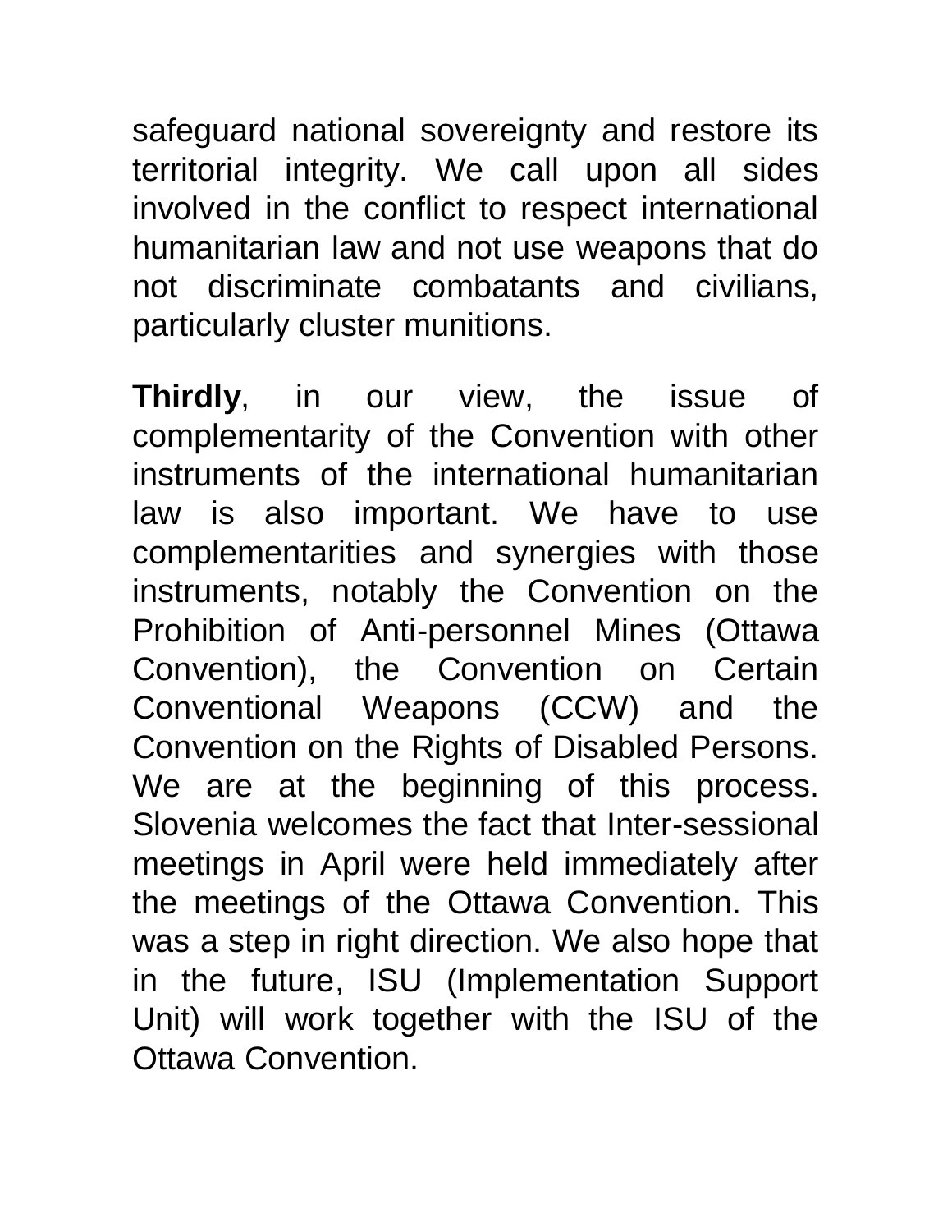safeguard national sovereignty and restore its territorial integrity. We call upon all sides involved in the conflict to respect international humanitarian law and not use weapons that do not discriminate combatants and civilians, particularly cluster munitions.

**Thirdly**, in our view, the issue of complementarity of the Convention with other instruments of the international humanitarian law is also important. We have to use complementarities and synergies with those instruments, notably the Convention on the Prohibition of Anti-personnel Mines (Ottawa Convention), the Convention on Certain Conventional Weapons (CCW) and the Convention on the Rights of Disabled Persons. We are at the beginning of this process. Slovenia welcomes the fact that Inter-sessional meetings in April were held immediately after the meetings of the Ottawa Convention. This was a step in right direction. We also hope that in the future, ISU (Implementation Support Unit) will work together with the ISU of the Ottawa Convention.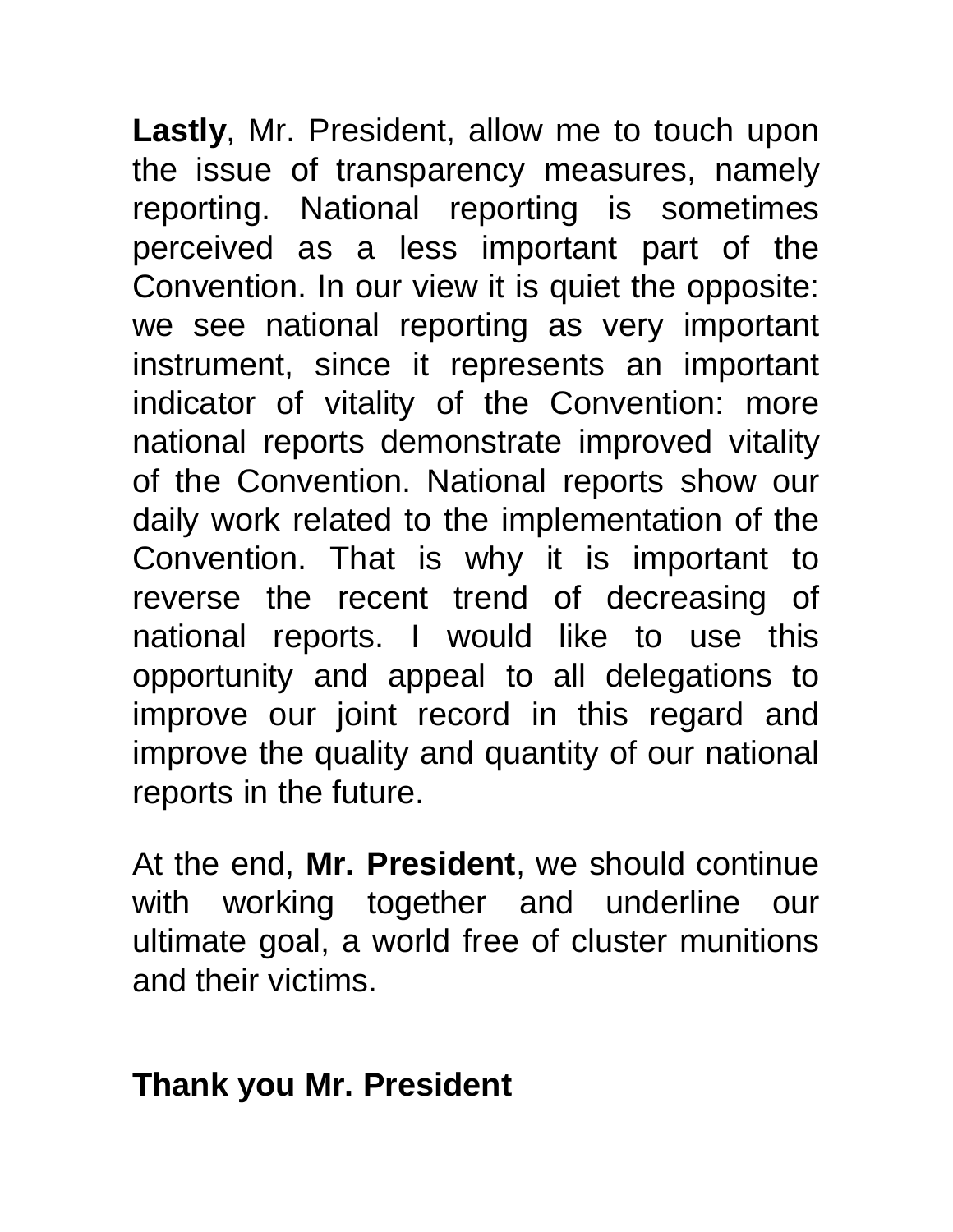**Lastly**, Mr. President, allow me to touch upon the issue of transparency measures, namely reporting. National reporting is sometimes perceived as a less important part of the Convention. In our view it is quiet the opposite: we see national reporting as very important instrument, since it represents an important indicator of vitality of the Convention: more national reports demonstrate improved vitality of the Convention. National reports show our daily work related to the implementation of the Convention. That is why it is important to reverse the recent trend of decreasing of national reports. I would like to use this opportunity and appeal to all delegations to improve our joint record in this regard and improve the quality and quantity of our national reports in the future.

At the end, **Mr. President**, we should continue with working together and underline our ultimate goal, a world free of cluster munitions and their victims.

**Thank you Mr. President**